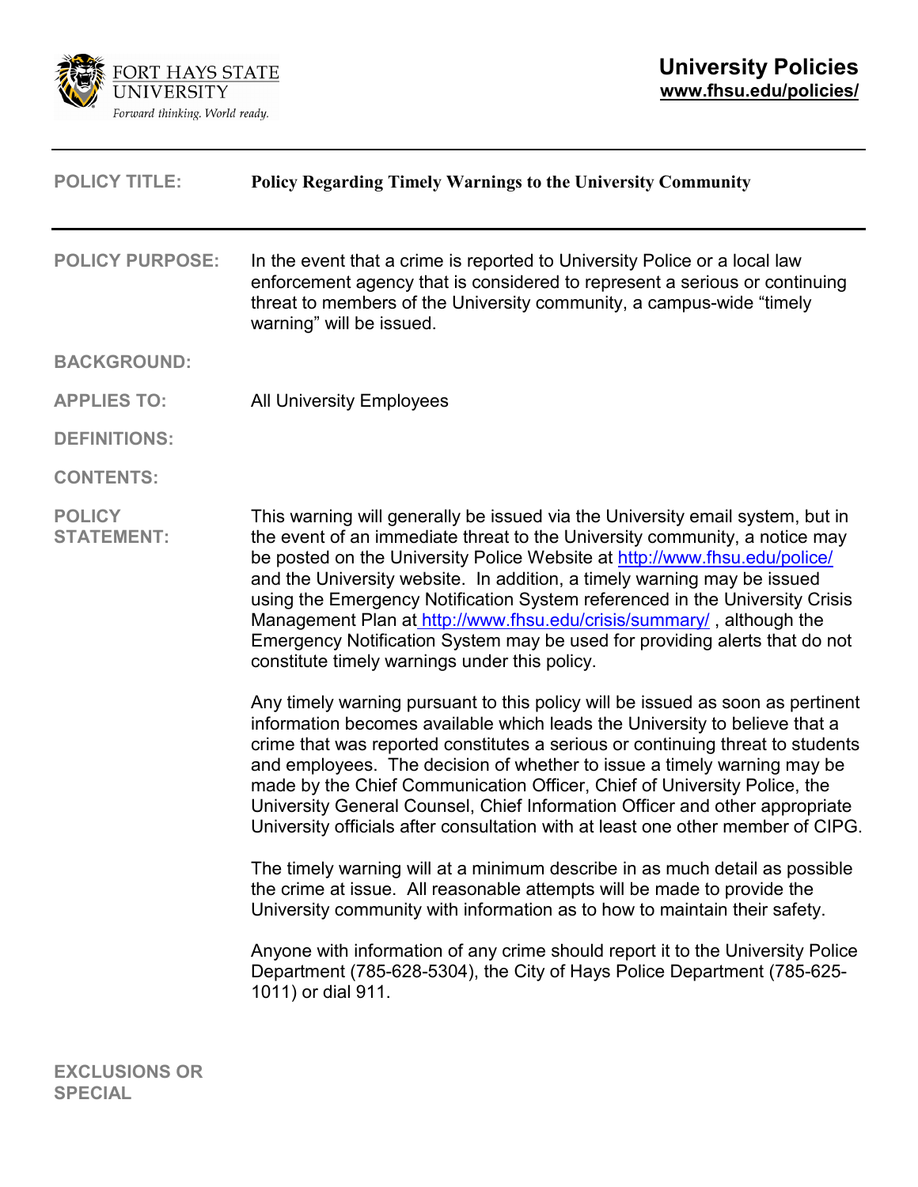FORT HAYS STATE UNIVERSITY

*Forward thinking. World ready.*

**University Policies**
**www.fhsu.edu/policies/**

---

**POLICY TITLE:** **Policy Regarding Timely Warnings to the University Community**

---

**POLICY PURPOSE:** In the event that a crime is reported to University Police or a local law enforcement agency that is considered to represent a serious or continuing threat to members of the University community, a campus-wide "timely warning" will be issued.

**BACKGROUND:**

**APPLIES TO:** All University Employees

**DEFINITIONS:**

**CONTENTS:**

**POLICY STATEMENT:**

This warning will generally be issued via the University email system, but in the event of an immediate threat to the University community, a notice may be posted on the University Police Website at http://www.fhsu.edu/police/ and the University website. In addition, a timely warning may be issued using the Emergency Notification System referenced in the University Crisis Management Plan at http://www.fhsu.edu/crisis/summary/ , although the Emergency Notification System may be used for providing alerts that do not constitute timely warnings under this policy.

Any timely warning pursuant to this policy will be issued as soon as pertinent information becomes available which leads the University to believe that a crime that was reported constitutes a serious or continuing threat to students and employees. The decision of whether to issue a timely warning may be made by the Chief Communication Officer, Chief of University Police, the University General Counsel, Chief Information Officer and other appropriate University officials after consultation with at least one other member of CIPG.

The timely warning will at a minimum describe in as much detail as possible the crime at issue. All reasonable attempts will be made to provide the University community with information as to how to maintain their safety.

Anyone with information of any crime should report it to the University Police Department (785-628-5304), the City of Hays Police Department (785-625-1011) or dial 911.

**EXCLUSIONS OR SPECIAL**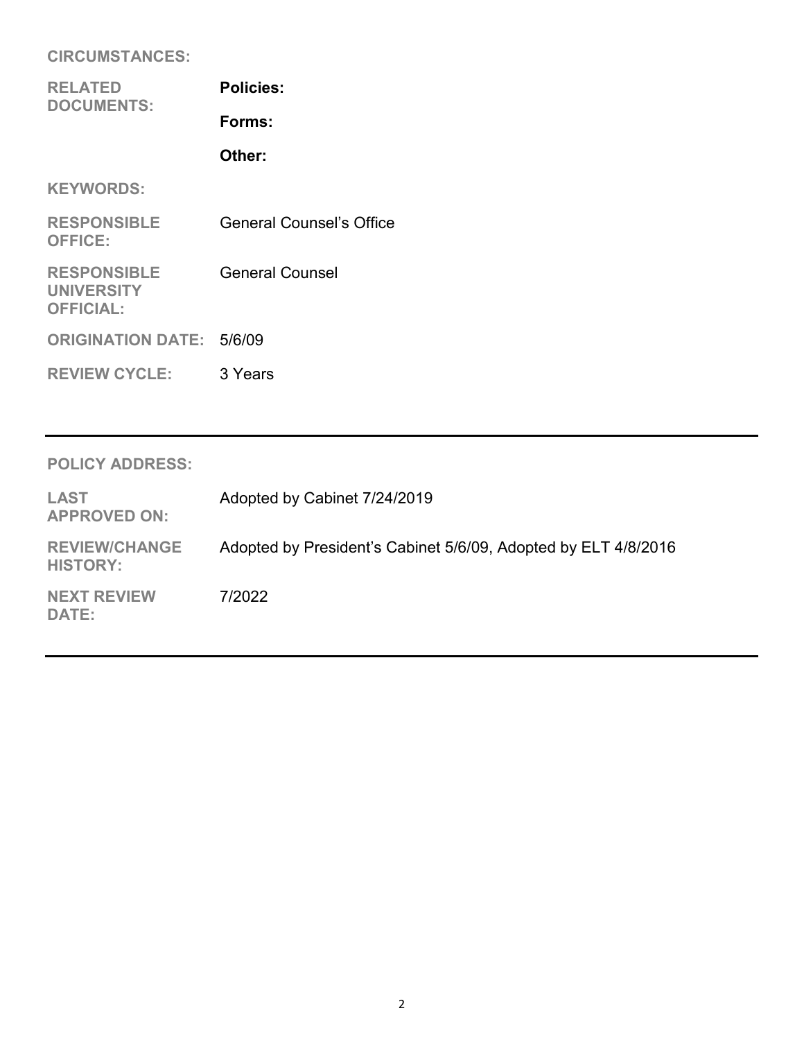| | | |
|---|---|---|
| **CIRCUMSTANCES:** | | |
| **RELATED DOCUMENTS:** | **Policies:** | |
| | **Forms:** | |
| | **Other:** | |
| **KEYWORDS:** | | |
| **RESPONSIBLE OFFICE:** | General Counsel's Office | |
| **RESPONSIBLE UNIVERSITY OFFICIAL:** | General Counsel | |
| **ORIGINATION DATE:** | 5/6/09 | |
| **REVIEW CYCLE:** | 3 Years | |

---

| | |
|---|---|
| **POLICY ADDRESS:** | |
| **LAST APPROVED ON:** | Adopted by Cabinet 7/24/2019 |
| **REVIEW/CHANGE HISTORY:** | Adopted by President's Cabinet 5/6/09, Adopted by ELT 4/8/2016 |
| **NEXT REVIEW DATE:** | 7/2022 |

---